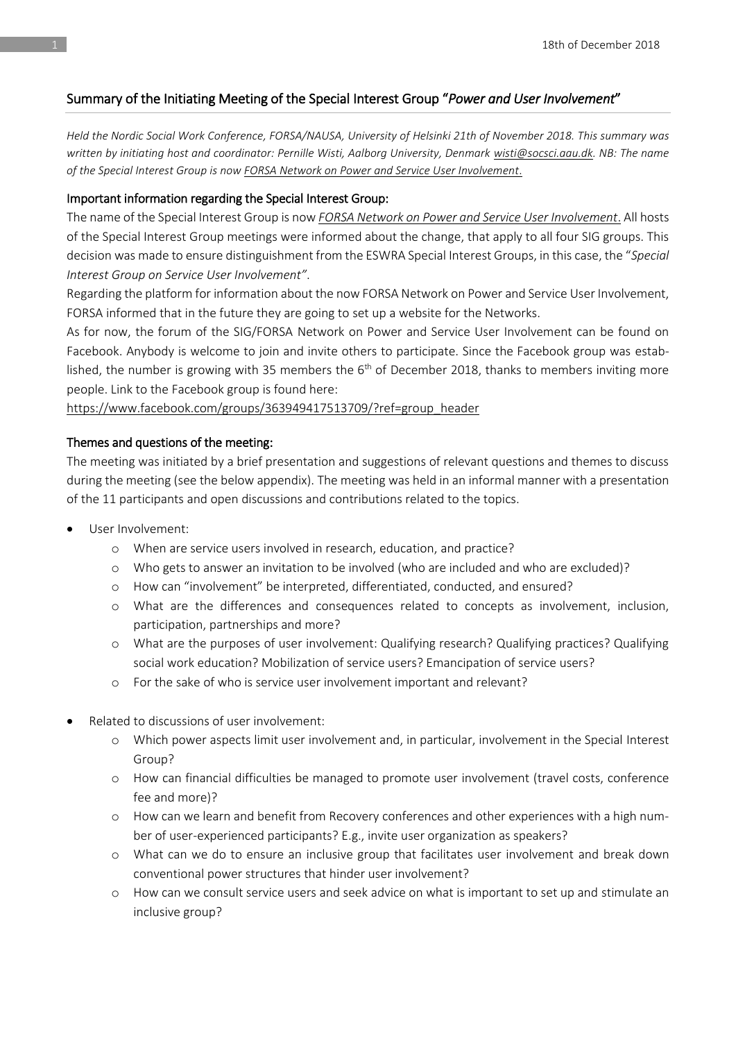## Summary of the Initiating Meeting of the Special Interest Group "*Power and User Involvement*"

*Held the Nordic Social Work Conference, FORSA/NAUSA, University of Helsinki 21th of November 2018. This summary was written by initiating host and coordinator: Pernille Wisti, Aalborg University, Denmark wisti@socsci.aau.dk. NB: The name of the Special Interest Group is now FORSA Network on Power and Service User Involvement.*

### Important information regarding the Special Interest Group:

The name of the Special Interest Group is now *FORSA Network on Power and Service User Involvement*. All hosts of the Special Interest Group meetings were informed about the change, that apply to all four SIG groups. This decision was made to ensure distinguishment from the ESWRA Special Interest Groups, in this case, the "*Special Interest Group on Service User Involvement"*.

Regarding the platform for information about the now FORSA Network on Power and Service User Involvement, FORSA informed that in the future they are going to set up a website for the Networks.

As for now, the forum of the SIG/FORSA Network on Power and Service User Involvement can be found on Facebook. Anybody is welcome to join and invite others to participate. Since the Facebook group was established, the number is growing with 35 members the 6th of December 2018, thanks to members inviting more people. Link to the Facebook group is found here:

https://www.facebook.com/groups/363949417513709/?ref=group_header

### Themes and questions of the meeting:

The meeting was initiated by a brief presentation and suggestions of relevant questions and themes to discuss during the meeting (see the below appendix). The meeting was held in an informal manner with a presentation of the 11 participants and open discussions and contributions related to the topics.

- User Involvement:
  - When are service users involved in research, education, and practice?
  - Who gets to answer an invitation to be involved (who are included and who are excluded)?
  - How can "involvement" be interpreted, differentiated, conducted, and ensured?
  - What are the differences and consequences related to concepts as involvement, inclusion, participation, partnerships and more?
  - What are the purposes of user involvement: Qualifying research? Qualifying practices? Qualifying social work education? Mobilization of service users? Emancipation of service users?
  - For the sake of who is service user involvement important and relevant?

- Related to discussions of user involvement:
  - Which power aspects limit user involvement and, in particular, involvement in the Special Interest Group?
  - How can financial difficulties be managed to promote user involvement (travel costs, conference fee and more)?
  - How can we learn and benefit from Recovery conferences and other experiences with a high number of user-experienced participants? E.g., invite user organization as speakers?
  - What can we do to ensure an inclusive group that facilitates user involvement and break down conventional power structures that hinder user involvement?
  - How can we consult service users and seek advice on what is important to set up and stimulate an inclusive group?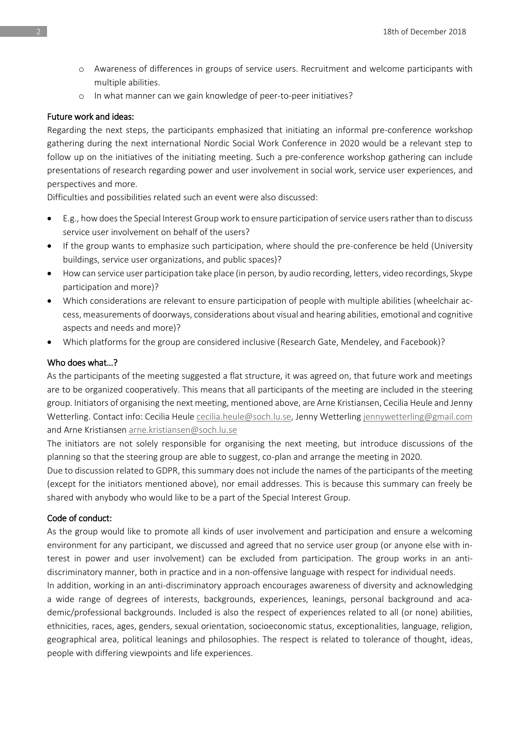- Awareness of differences in groups of service users. Recruitment and welcome participants with multiple abilities.
- In what manner can we gain knowledge of peer-to-peer initiatives?

### Future work and ideas:

Regarding the next steps, the participants emphasized that initiating an informal pre-conference workshop gathering during the next international Nordic Social Work Conference in 2020 would be a relevant step to follow up on the initiatives of the initiating meeting. Such a pre-conference workshop gathering can include presentations of research regarding power and user involvement in social work, service user experiences, and perspectives and more.

Difficulties and possibilities related such an event were also discussed:

- E.g., how does the Special Interest Group work to ensure participation of service users rather than to discuss service user involvement on behalf of the users?
- If the group wants to emphasize such participation, where should the pre-conference be held (University buildings, service user organizations, and public spaces)?
- How can service user participation take place (in person, by audio recording, letters, video recordings, Skype participation and more)?
- Which considerations are relevant to ensure participation of people with multiple abilities (wheelchair access, measurements of doorways, considerations about visual and hearing abilities, emotional and cognitive aspects and needs and more)?
- Which platforms for the group are considered inclusive (Research Gate, Mendeley, and Facebook)?

### Who does what…?

As the participants of the meeting suggested a flat structure, it was agreed on, that future work and meetings are to be organized cooperatively. This means that all participants of the meeting are included in the steering group. Initiators of organising the next meeting, mentioned above, are Arne Kristiansen, Cecilia Heule and Jenny Wetterling. Contact info: Cecilia Heule cecilia.heule@soch.lu.se, Jenny Wetterling jennywetterling@gmail.com and Arne Kristiansen arne.kristiansen@soch.lu.se

The initiators are not solely responsible for organising the next meeting, but introduce discussions of the planning so that the steering group are able to suggest, co-plan and arrange the meeting in 2020.

Due to discussion related to GDPR, this summary does not include the names of the participants of the meeting (except for the initiators mentioned above), nor email addresses. This is because this summary can freely be shared with anybody who would like to be a part of the Special Interest Group.

### Code of conduct:

As the group would like to promote all kinds of user involvement and participation and ensure a welcoming environment for any participant, we discussed and agreed that no service user group (or anyone else with interest in power and user involvement) can be excluded from participation. The group works in an anti-discriminatory manner, both in practice and in a non-offensive language with respect for individual needs.

In addition, working in an anti-discriminatory approach encourages awareness of diversity and acknowledging a wide range of degrees of interests, backgrounds, experiences, leanings, personal background and academic/professional backgrounds. Included is also the respect of experiences related to all (or none) abilities, ethnicities, races, ages, genders, sexual orientation, socioeconomic status, exceptionalities, language, religion, geographical area, political leanings and philosophies. The respect is related to tolerance of thought, ideas, people with differing viewpoints and life experiences.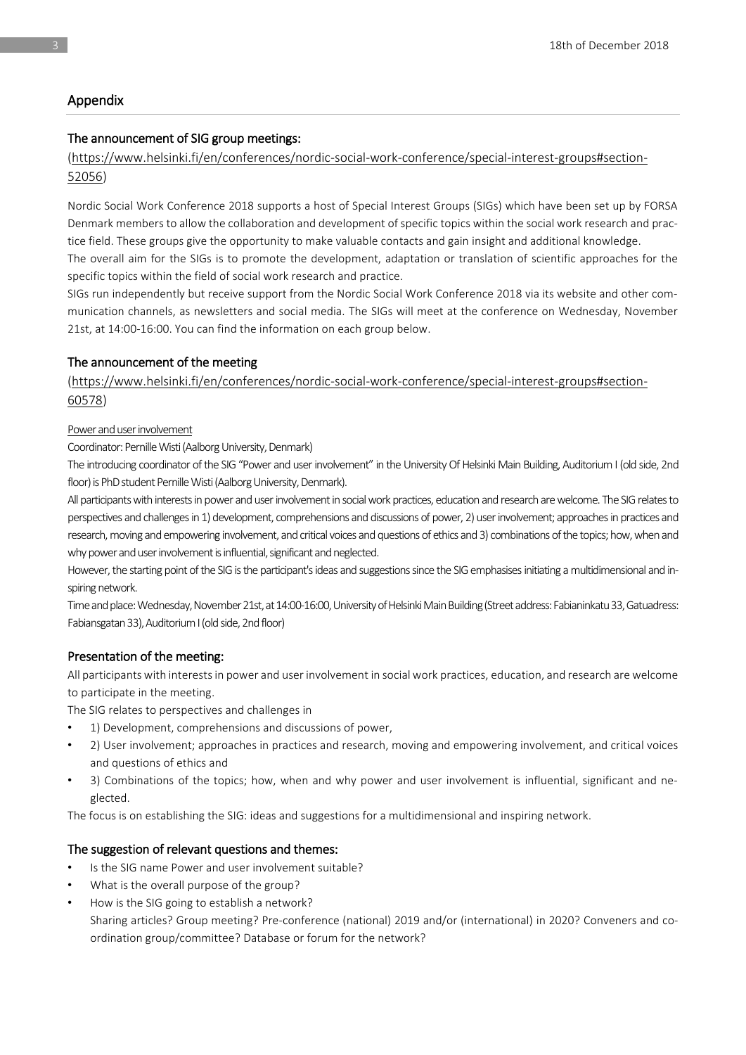## Appendix

### The announcement of SIG group meetings:

(https://www.helsinki.fi/en/conferences/nordic-social-work-conference/special-interest-groups#section-52056)

Nordic Social Work Conference 2018 supports a host of Special Interest Groups (SIGs) which have been set up by FORSA Denmark members to allow the collaboration and development of specific topics within the social work research and practice field. These groups give the opportunity to make valuable contacts and gain insight and additional knowledge.
The overall aim for the SIGs is to promote the development, adaptation or translation of scientific approaches for the specific topics within the field of social work research and practice.
SIGs run independently but receive support from the Nordic Social Work Conference 2018 via its website and other communication channels, as newsletters and social media. The SIGs will meet at the conference on Wednesday, November 21st, at 14:00-16:00. You can find the information on each group below.

### The announcement of the meeting

(https://www.helsinki.fi/en/conferences/nordic-social-work-conference/special-interest-groups#section-60578)

Power and user involvement

Coordinator: Pernille Wisti (Aalborg University, Denmark)

The introducing coordinator of the SIG "Power and user involvement" in the University Of Helsinki Main Building, Auditorium I (old side, 2nd floor) is PhD student Pernille Wisti (Aalborg University, Denmark).

All participants with interests in power and user involvement in social work practices, education and research are welcome. The SIG relates to perspectives and challenges in 1) development, comprehensions and discussions of power, 2) user involvement; approaches in practices and research, moving and empowering involvement, and critical voices and questions of ethics and 3) combinations of the topics; how, when and why power and user involvement is influential, significant and neglected.

However, the starting point of the SIG is the participant's ideas and suggestions since the SIG emphasises initiating a multidimensional and inspiring network.

Time and place: Wednesday, November 21st, at 14:00-16:00, University of Helsinki Main Building (Street address: Fabianinkatu 33, Gatuadress: Fabiansgatan 33), Auditorium I (old side, 2nd floor)

### Presentation of the meeting:

All participants with interests in power and user involvement in social work practices, education, and research are welcome to participate in the meeting.

The SIG relates to perspectives and challenges in

- 1) Development, comprehensions and discussions of power,
- 2) User involvement; approaches in practices and research, moving and empowering involvement, and critical voices and questions of ethics and
- 3) Combinations of the topics; how, when and why power and user involvement is influential, significant and neglected.

The focus is on establishing the SIG: ideas and suggestions for a multidimensional and inspiring network.

### The suggestion of relevant questions and themes:

- Is the SIG name Power and user involvement suitable?
- What is the overall purpose of the group?
- How is the SIG going to establish a network?
  Sharing articles? Group meeting? Pre-conference (national) 2019 and/or (international) in 2020? Conveners and coordination group/committee? Database or forum for the network?